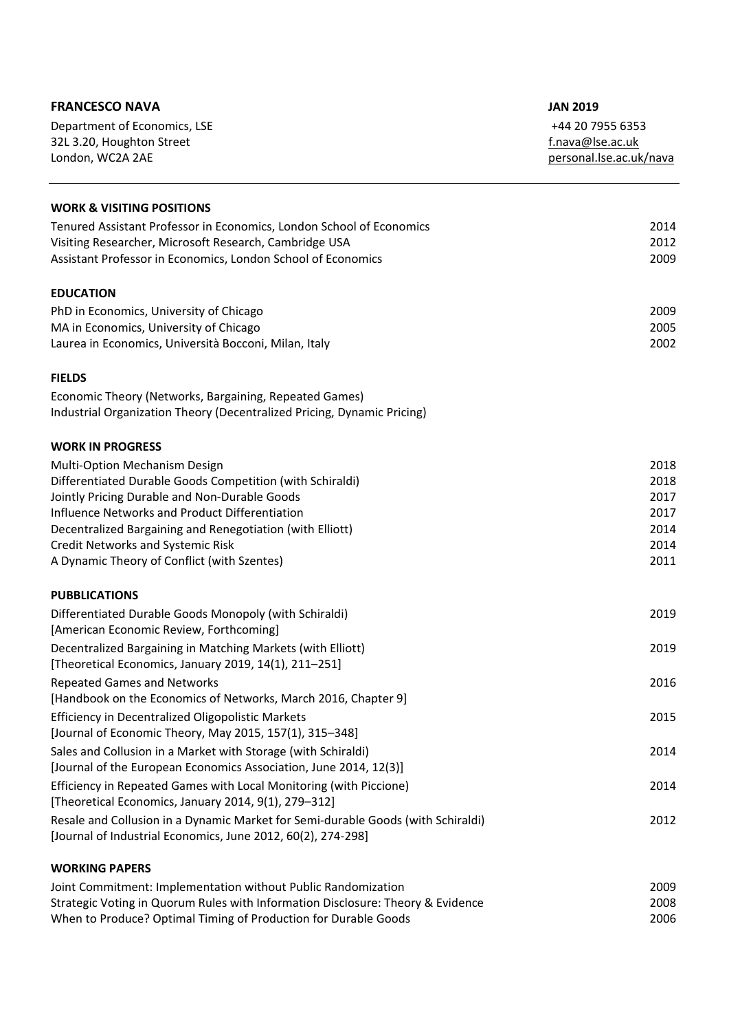**FRANCESCO NAVA** **JAN 2019**

Department of Economics, LSE
32L 3.20, Houghton Street
London, WC2A 2AE

+44 20 7955 6353
f.nava@lse.ac.uk
personal.lse.ac.uk/nava

---

## WORK & VISITING POSITIONS

| | |
|---|---|
| Tenured Assistant Professor in Economics, London School of Economics | 2014 |
| Visiting Researcher, Microsoft Research, Cambridge USA | 2012 |
| Assistant Professor in Economics, London School of Economics | 2009 |

## EDUCATION

| | |
|---|---|
| PhD in Economics, University of Chicago | 2009 |
| MA in Economics, University of Chicago | 2005 |
| Laurea in Economics, Università Bocconi, Milan, Italy | 2002 |

## FIELDS

Economic Theory (Networks, Bargaining, Repeated Games)
Industrial Organization Theory (Decentralized Pricing, Dynamic Pricing)

## WORK IN PROGRESS

| | |
|---|---|
| Multi-Option Mechanism Design | 2018 |
| Differentiated Durable Goods Competition (with Schiraldi) | 2018 |
| Jointly Pricing Durable and Non-Durable Goods | 2017 |
| Influence Networks and Product Differentiation | 2017 |
| Decentralized Bargaining and Renegotiation (with Elliott) | 2014 |
| Credit Networks and Systemic Risk | 2014 |
| A Dynamic Theory of Conflict (with Szentes) | 2011 |

## PUBBLICATIONS

| | |
|---|---|
| Differentiated Durable Goods Monopoly (with Schiraldi)<br>[American Economic Review, Forthcoming] | 2019 |
| Decentralized Bargaining in Matching Markets (with Elliott)<br>[Theoretical Economics, January 2019, 14(1), 211–251] | 2019 |
| Repeated Games and Networks<br>[Handbook on the Economics of Networks, March 2016, Chapter 9] | 2016 |
| Efficiency in Decentralized Oligopolistic Markets<br>[Journal of Economic Theory, May 2015, 157(1), 315–348] | 2015 |
| Sales and Collusion in a Market with Storage (with Schiraldi)<br>[Journal of the European Economics Association, June 2014, 12(3)] | 2014 |
| Efficiency in Repeated Games with Local Monitoring (with Piccione)<br>[Theoretical Economics, January 2014, 9(1), 279–312] | 2014 |
| Resale and Collusion in a Dynamic Market for Semi-durable Goods (with Schiraldi)<br>[Journal of Industrial Economics, June 2012, 60(2), 274-298] | 2012 |

## WORKING PAPERS

| | |
|---|---|
| Joint Commitment: Implementation without Public Randomization | 2009 |
| Strategic Voting in Quorum Rules with Information Disclosure: Theory & Evidence | 2008 |
| When to Produce? Optimal Timing of Production for Durable Goods | 2006 |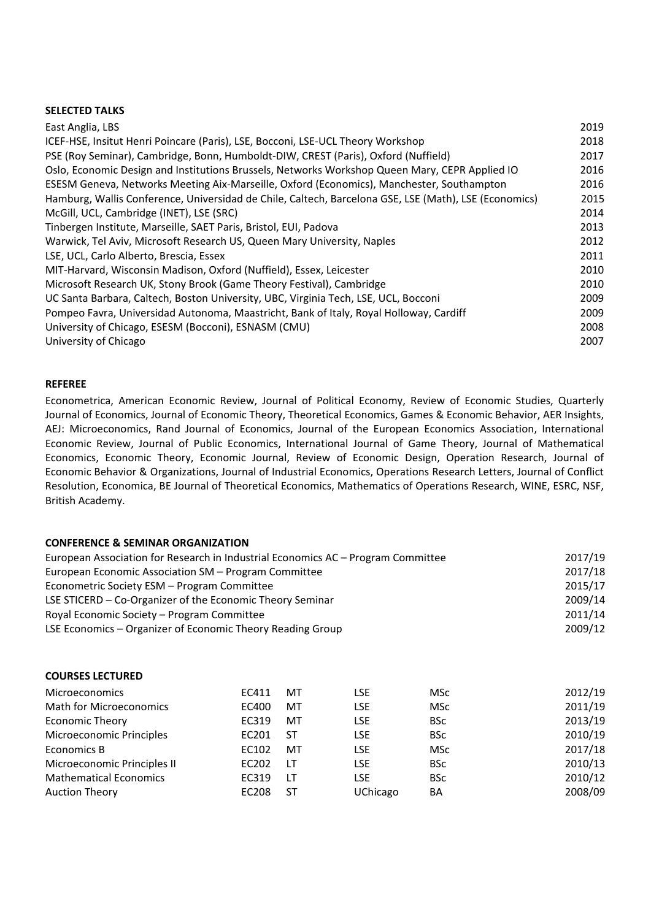**SELECTED TALKS**

| | |
|---|---|
| East Anglia, LBS | 2019 |
| ICEF-HSE, Insitut Henri Poincare (Paris), LSE, Bocconi, LSE-UCL Theory Workshop | 2018 |
| PSE (Roy Seminar), Cambridge, Bonn, Humboldt-DIW, CREST (Paris), Oxford (Nuffield) | 2017 |
| Oslo, Economic Design and Institutions Brussels, Networks Workshop Queen Mary, CEPR Applied IO | 2016 |
| ESESM Geneva, Networks Meeting Aix-Marseille, Oxford (Economics), Manchester, Southampton | 2016 |
| Hamburg, Wallis Conference, Universidad de Chile, Caltech, Barcelona GSE, LSE (Math), LSE (Economics) | 2015 |
| McGill, UCL, Cambridge (INET), LSE (SRC) | 2014 |
| Tinbergen Institute, Marseille, SAET Paris, Bristol, EUI, Padova | 2013 |
| Warwick, Tel Aviv, Microsoft Research US, Queen Mary University, Naples | 2012 |
| LSE, UCL, Carlo Alberto, Brescia, Essex | 2011 |
| MIT-Harvard, Wisconsin Madison, Oxford (Nuffield), Essex, Leicester | 2010 |
| Microsoft Research UK, Stony Brook (Game Theory Festival), Cambridge | 2010 |
| UC Santa Barbara, Caltech, Boston University, UBC, Virginia Tech, LSE, UCL, Bocconi | 2009 |
| Pompeo Favra, Universidad Autonoma, Maastricht, Bank of Italy, Royal Holloway, Cardiff | 2009 |
| University of Chicago, ESESM (Bocconi), ESNASM (CMU) | 2008 |
| University of Chicago | 2007 |

**REFEREE**

Econometrica, American Economic Review, Journal of Political Economy, Review of Economic Studies, Quarterly Journal of Economics, Journal of Economic Theory, Theoretical Economics, Games & Economic Behavior, AER Insights, AEJ: Microeconomics, Rand Journal of Economics, Journal of the European Economics Association, International Economic Review, Journal of Public Economics, International Journal of Game Theory, Journal of Mathematical Economics, Economic Theory, Economic Journal, Review of Economic Design, Operation Research, Journal of Economic Behavior & Organizations, Journal of Industrial Economics, Operations Research Letters, Journal of Conflict Resolution, Economica, BE Journal of Theoretical Economics, Mathematics of Operations Research, WINE, ESRC, NSF, British Academy.

**CONFERENCE & SEMINAR ORGANIZATION**

| | |
|---|---|
| European Association for Research in Industrial Economics AC – Program Committee | 2017/19 |
| European Economic Association SM – Program Committee | 2017/18 |
| Econometric Society ESM – Program Committee | 2015/17 |
| LSE STICERD – Co-Organizer of the Economic Theory Seminar | 2009/14 |
| Royal Economic Society – Program Committee | 2011/14 |
| LSE Economics – Organizer of Economic Theory Reading Group | 2009/12 |

**COURSES LECTURED**

| | | | | | |
|---|---|---|---|---|---|
| Microeconomics | EC411 | MT | LSE | MSc | 2012/19 |
| Math for Microeconomics | EC400 | MT | LSE | MSc | 2011/19 |
| Economic Theory | EC319 | MT | LSE | BSc | 2013/19 |
| Microeconomic Principles | EC201 | ST | LSE | BSc | 2010/19 |
| Economics B | EC102 | MT | LSE | MSc | 2017/18 |
| Microeconomic Principles II | EC202 | LT | LSE | BSc | 2010/13 |
| Mathematical Economics | EC319 | LT | LSE | BSc | 2010/12 |
| Auction Theory | EC208 | ST | UChicago | BA | 2008/09 |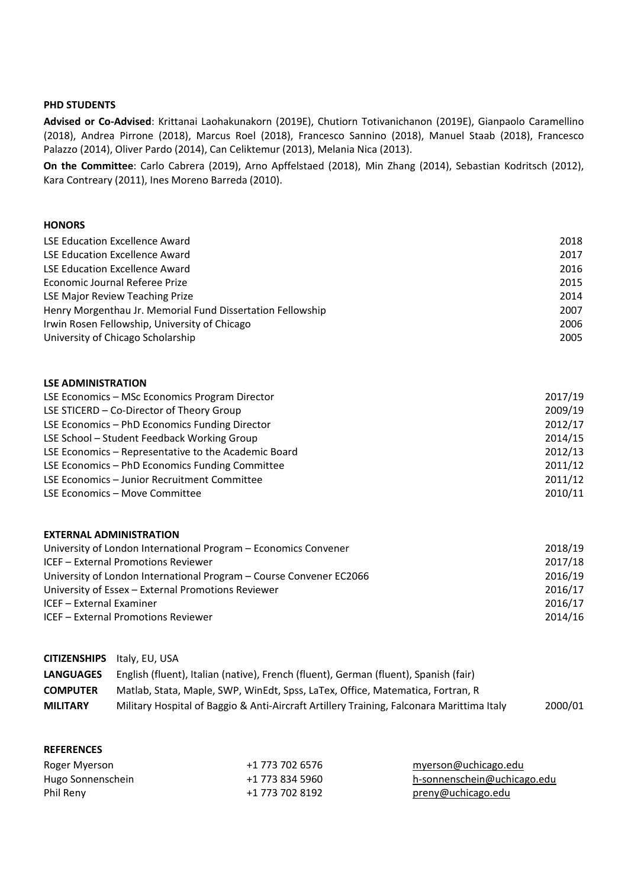## PHD STUDENTS

**Advised or Co-Advised**: Krittanai Laohakunakorn (2019E), Chutiorn Totivanichanon (2019E), Gianpaolo Caramellino (2018), Andrea Pirrone (2018), Marcus Roel (2018), Francesco Sannino (2018), Manuel Staab (2018), Francesco Palazzo (2014), Oliver Pardo (2014), Can Celiktemur (2013), Melania Nica (2013).

**On the Committee**: Carlo Cabrera (2019), Arno Apffelstaed (2018), Min Zhang (2014), Sebastian Kodritsch (2012), Kara Contreary (2011), Ines Moreno Barreda (2010).

## HONORS

| | |
|---|---|
| LSE Education Excellence Award | 2018 |
| LSE Education Excellence Award | 2017 |
| LSE Education Excellence Award | 2016 |
| Economic Journal Referee Prize | 2015 |
| LSE Major Review Teaching Prize | 2014 |
| Henry Morgenthau Jr. Memorial Fund Dissertation Fellowship | 2007 |
| Irwin Rosen Fellowship, University of Chicago | 2006 |
| University of Chicago Scholarship | 2005 |

## LSE ADMINISTRATION

| | |
|---|---|
| LSE Economics – MSc Economics Program Director | 2017/19 |
| LSE STICERD – Co-Director of Theory Group | 2009/19 |
| LSE Economics – PhD Economics Funding Director | 2012/17 |
| LSE School – Student Feedback Working Group | 2014/15 |
| LSE Economics – Representative to the Academic Board | 2012/13 |
| LSE Economics – PhD Economics Funding Committee | 2011/12 |
| LSE Economics – Junior Recruitment Committee | 2011/12 |
| LSE Economics – Move Committee | 2010/11 |

## EXTERNAL ADMINISTRATION

| | |
|---|---|
| University of London International Program – Economics Convener | 2018/19 |
| ICEF – External Promotions Reviewer | 2017/18 |
| University of London International Program – Course Convener EC2066 | 2016/19 |
| University of Essex – External Promotions Reviewer | 2016/17 |
| ICEF – External Examiner | 2016/17 |
| ICEF – External Promotions Reviewer | 2014/16 |

| | | |
|---|---|---|
| **CITIZENSHIPS** | Italy, EU, USA | |
| **LANGUAGES** | English (fluent), Italian (native), French (fluent), German (fluent), Spanish (fair) | |
| **COMPUTER** | Matlab, Stata, Maple, SWP, WinEdt, Spss, LaTex, Office, Matematica, Fortran, R | |
| **MILITARY** | Military Hospital of Baggio & Anti-Aircraft Artillery Training, Falconara Marittima Italy | 2000/01 |

## REFERENCES

| | | |
|---|---|---|
| Roger Myerson | +1 773 702 6576 | myerson@uchicago.edu |
| Hugo Sonnenschein | +1 773 834 5960 | h-sonnenschein@uchicago.edu |
| Phil Reny | +1 773 702 8192 | preny@uchicago.edu |